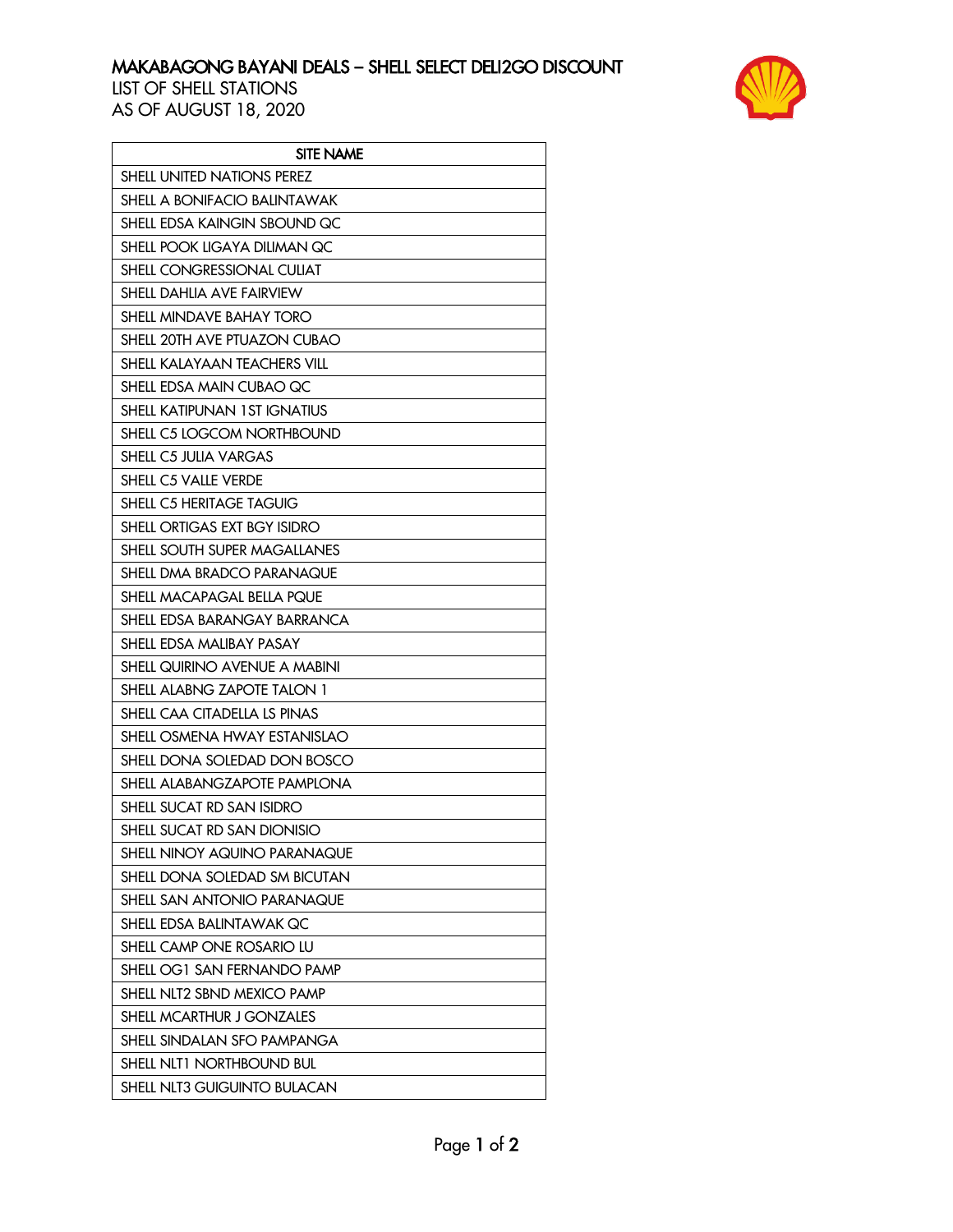# MAKABAGONG BAYANI DEALS – SHELL SELECT DELI2GO DISCOUNT

LIST OF SHELL STATIONS
AS OF AUGUST 18, 2020

| SITE NAME |
|---|
| SHELL UNITED NATIONS PEREZ |
| SHELL A BONIFACIO BALINTAWAK |
| SHELL EDSA KAINGIN SBOUND QC |
| SHELL POOK LIGAYA DILIMAN QC |
| SHELL CONGRESSIONAL CULIAT |
| SHELL DAHLIA AVE FAIRVIEW |
| SHELL MINDAVE BAHAY TORO |
| SHELL 20TH AVE PTUAZON CUBAO |
| SHELL KALAYAAN TEACHERS VILL |
| SHELL EDSA MAIN CUBAO QC |
| SHELL KATIPUNAN 1ST IGNATIUS |
| SHELL C5 LOGCOM NORTHBOUND |
| SHELL C5 JULIA VARGAS |
| SHELL C5 VALLE VERDE |
| SHELL C5 HERITAGE TAGUIG |
| SHELL ORTIGAS EXT BGY ISIDRO |
| SHELL SOUTH SUPER MAGALLANES |
| SHELL DMA BRADCO PARANAQUE |
| SHELL MACAPAGAL BELLA PQUE |
| SHELL EDSA BARANGAY BARRANCA |
| SHELL EDSA MALIBAY PASAY |
| SHELL QUIRINO AVENUE A MABINI |
| SHELL ALABNG ZAPOTE TALON 1 |
| SHELL CAA CITADELLA LS PINAS |
| SHELL OSMENA HWAY ESTANISLAO |
| SHELL DONA SOLEDAD DON BOSCO |
| SHELL ALABANGZAPOTE PAMPLONA |
| SHELL SUCAT RD SAN ISIDRO |
| SHELL SUCAT RD SAN DIONISIO |
| SHELL NINOY AQUINO PARANAQUE |
| SHELL DONA SOLEDAD SM BICUTAN |
| SHELL SAN ANTONIO PARANAQUE |
| SHELL EDSA BALINTAWAK QC |
| SHELL CAMP ONE ROSARIO LU |
| SHELL OG1 SAN FERNANDO PAMP |
| SHELL NLT2 SBND MEXICO PAMP |
| SHELL MCARTHUR J GONZALES |
| SHELL SINDALAN SFO PAMPANGA |
| SHELL NLT1 NORTHBOUND BUL |
| SHELL NLT3 GUIGUINTO BULACAN |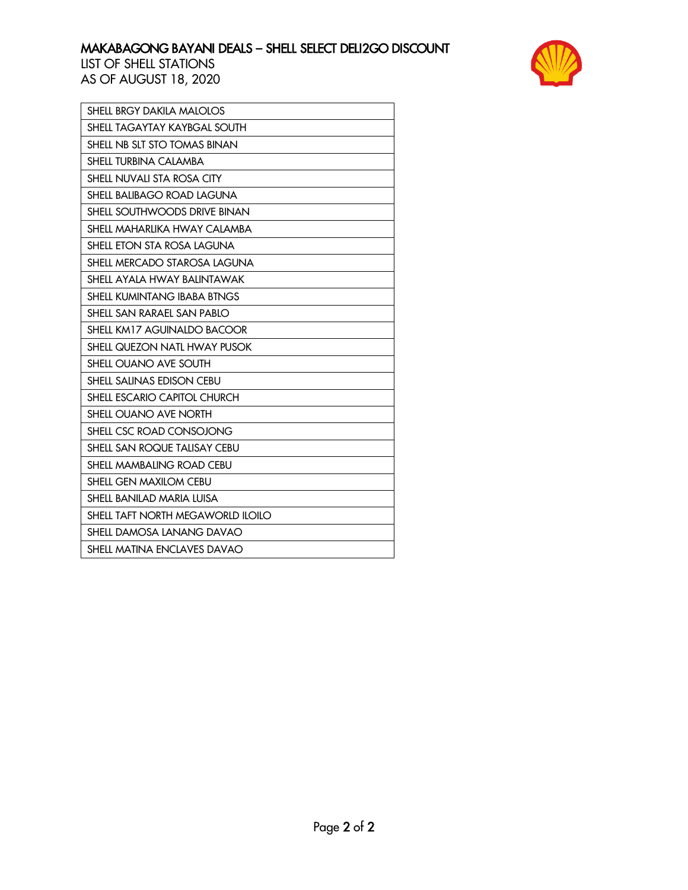# MAKABAGONG BAYANI DEALS – SHELL SELECT DELI2GO DISCOUNT

LIST OF SHELL STATIONS
AS OF AUGUST 18, 2020

| |
|---|
| SHELL BRGY DAKILA MALOLOS |
| SHELL TAGAYTAY KAYBGAL SOUTH |
| SHELL NB SLT STO TOMAS BINAN |
| SHELL TURBINA CALAMBA |
| SHELL NUVALI STA ROSA CITY |
| SHELL BALIBAGO ROAD LAGUNA |
| SHELL SOUTHWOODS DRIVE BINAN |
| SHELL MAHARLIKA HWAY CALAMBA |
| SHELL ETON STA ROSA LAGUNA |
| SHELL MERCADO STAROSA LAGUNA |
| SHELL AYALA HWAY BALINTAWAK |
| SHELL KUMINTANG IBABA BTNGS |
| SHELL SAN RARAEL SAN PABLO |
| SHELL KM17 AGUINALDO BACOOR |
| SHELL QUEZON NATL HWAY PUSOK |
| SHELL OUANO AVE SOUTH |
| SHELL SALINAS EDISON CEBU |
| SHELL ESCARIO CAPITOL CHURCH |
| SHELL OUANO AVE NORTH |
| SHELL CSC ROAD CONSOJONG |
| SHELL SAN ROQUE TALISAY CEBU |
| SHELL MAMBALING ROAD CEBU |
| SHELL GEN MAXILOM CEBU |
| SHELL BANILAD MARIA LUISA |
| SHELL TAFT NORTH MEGAWORLD ILOILO |
| SHELL DAMOSA LANANG DAVAO |
| SHELL MATINA ENCLAVES DAVAO |